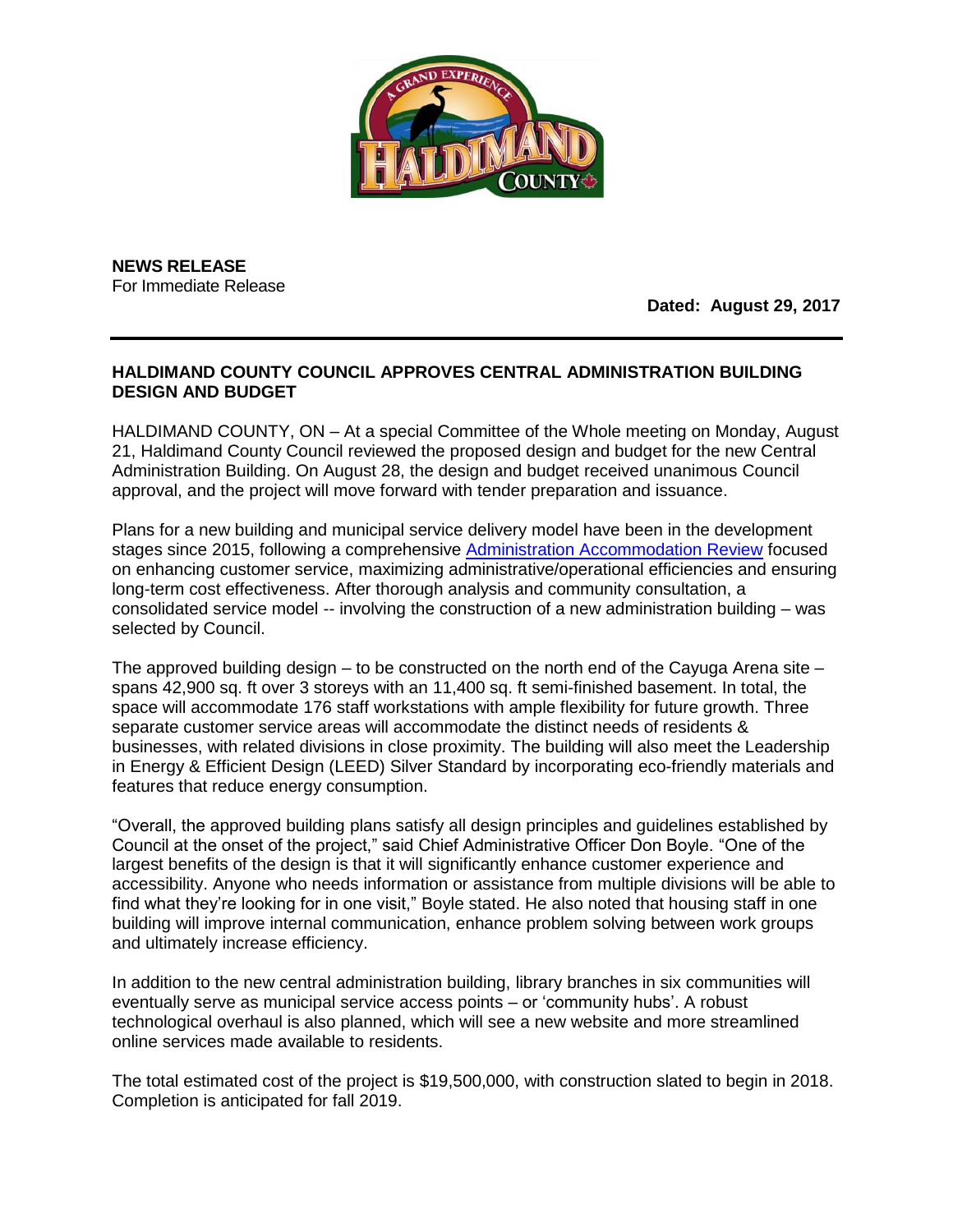**NEWS RELEASE**
For Immediate Release

**Dated: August 29, 2017**

## HALDIMAND COUNTY COUNCIL APPROVES CENTRAL ADMINISTRATION BUILDING DESIGN AND BUDGET

HALDIMAND COUNTY, ON – At a special Committee of the Whole meeting on Monday, August 21, Haldimand County Council reviewed the proposed design and budget for the new Central Administration Building. On August 28, the design and budget received unanimous Council approval, and the project will move forward with tender preparation and issuance.

Plans for a new building and municipal service delivery model have been in the development stages since 2015, following a comprehensive Administration Accommodation Review focused on enhancing customer service, maximizing administrative/operational efficiencies and ensuring long-term cost effectiveness. After thorough analysis and community consultation, a consolidated service model -- involving the construction of a new administration building – was selected by Council.

The approved building design – to be constructed on the north end of the Cayuga Arena site – spans 42,900 sq. ft over 3 storeys with an 11,400 sq. ft semi-finished basement. In total, the space will accommodate 176 staff workstations with ample flexibility for future growth. Three separate customer service areas will accommodate the distinct needs of residents & businesses, with related divisions in close proximity. The building will also meet the Leadership in Energy & Efficient Design (LEED) Silver Standard by incorporating eco-friendly materials and features that reduce energy consumption.

"Overall, the approved building plans satisfy all design principles and guidelines established by Council at the onset of the project," said Chief Administrative Officer Don Boyle. "One of the largest benefits of the design is that it will significantly enhance customer experience and accessibility. Anyone who needs information or assistance from multiple divisions will be able to find what they're looking for in one visit," Boyle stated. He also noted that housing staff in one building will improve internal communication, enhance problem solving between work groups and ultimately increase efficiency.

In addition to the new central administration building, library branches in six communities will eventually serve as municipal service access points – or 'community hubs'. A robust technological overhaul is also planned, which will see a new website and more streamlined online services made available to residents.

The total estimated cost of the project is $19,500,000, with construction slated to begin in 2018. Completion is anticipated for fall 2019.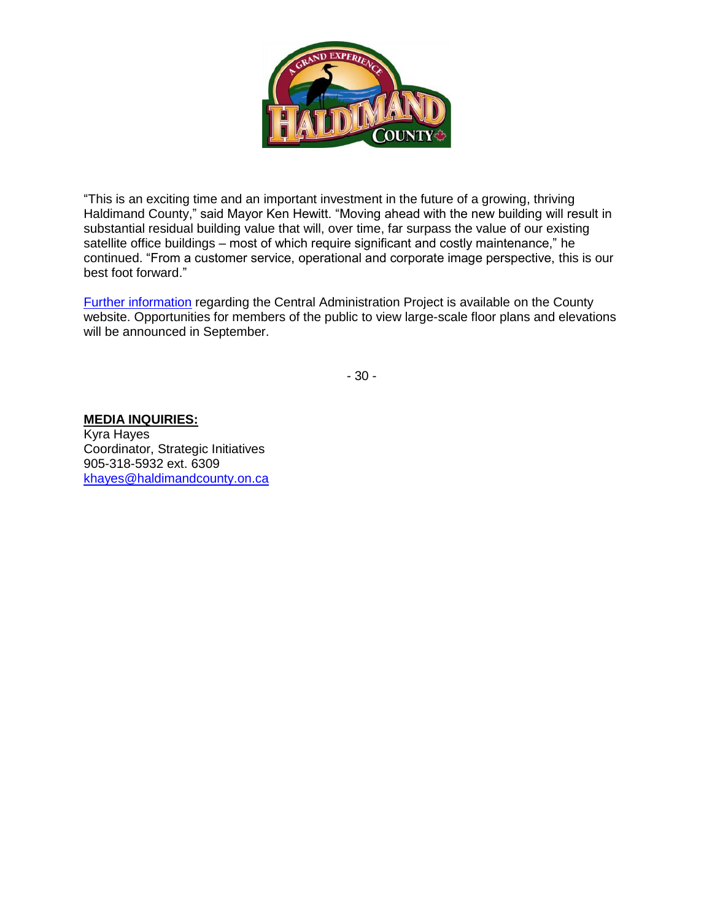"This is an exciting time and an important investment in the future of a growing, thriving Haldimand County," said Mayor Ken Hewitt. "Moving ahead with the new building will result in substantial residual building value that will, over time, far surpass the value of our existing satellite office buildings – most of which require significant and costly maintenance," he continued. "From a customer service, operational and corporate image perspective, this is our best foot forward."

Further information regarding the Central Administration Project is available on the County website. Opportunities for members of the public to view large-scale floor plans and elevations will be announced in September.

- 30 -

**MEDIA INQUIRIES:**
Kyra Hayes
Coordinator, Strategic Initiatives
905-318-5932 ext. 6309
khayes@haldimandcounty.on.ca